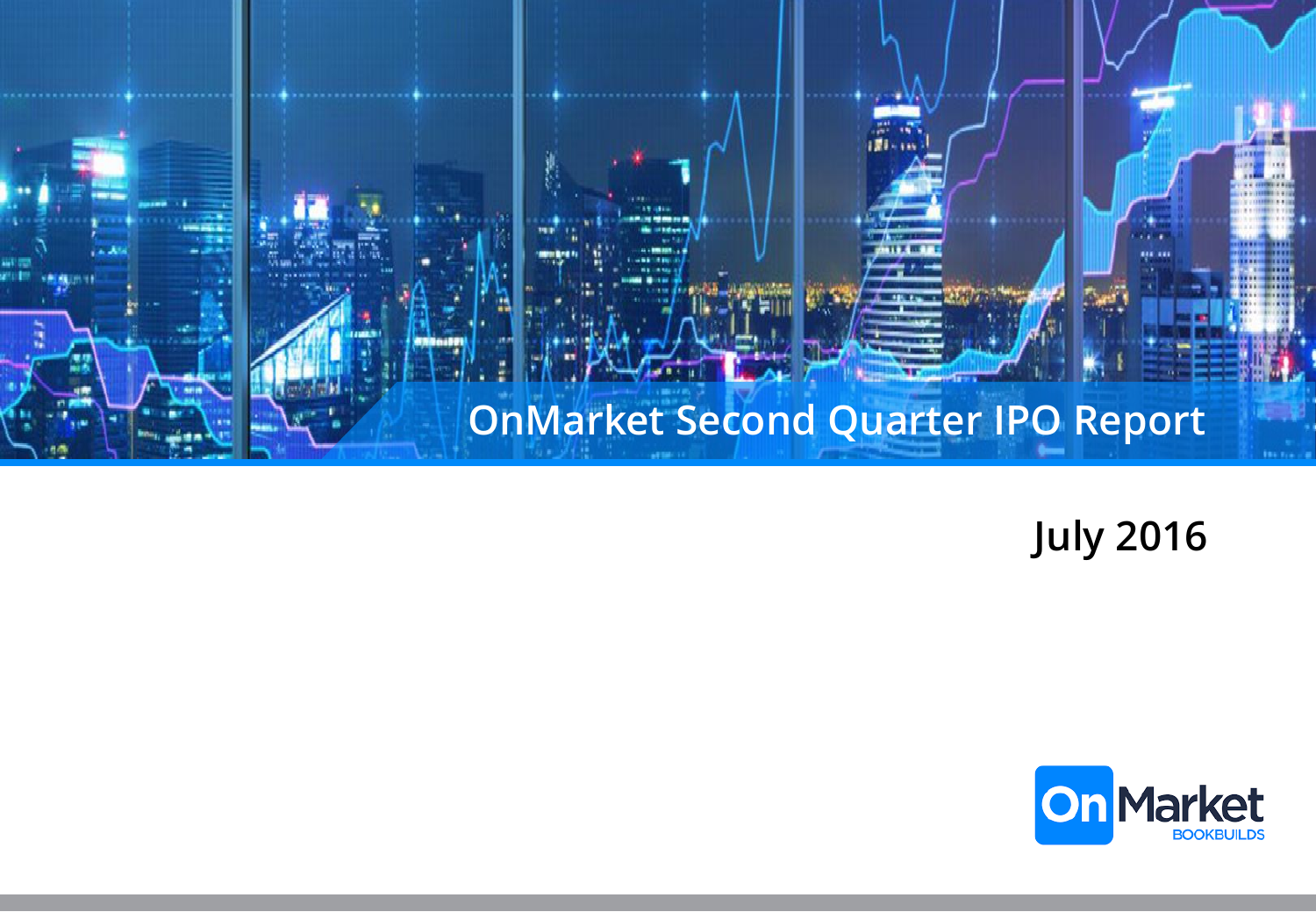# OnMarket Second Quarter IPO Report

## July 2016

OnMarket BOOKBUILDS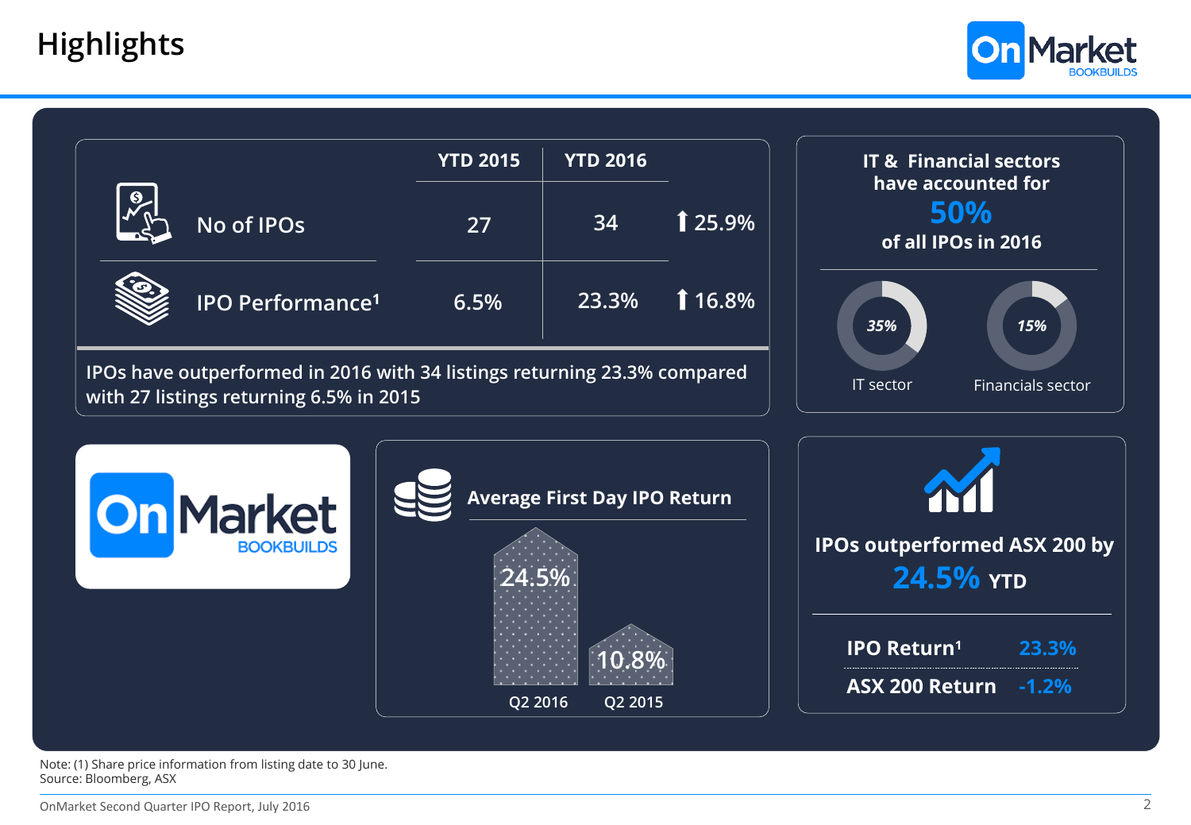# Highlights

| | YTD 2015 | YTD 2016 | |
|---|---|---|---|
| No of IPOs | 27 | 34 | ⬆ 25.9% |
| IPO Performance[1] | 6.5% | 23.3% | ⬆ 16.8% |

IPOs have outperformed in 2016 with 34 listings returning 23.3% compared with 27 listings returning 6.5% in 2015

**IT & Financial sectors have accounted for 50% of all IPOs in 2016**

- 35% IT sector
- 15% Financials sector

**Average First Day IPO Return**

- Q2 2016: 24.5%
- Q2 2015: 10.8%

**IPOs outperformed ASX 200 by 24.5% YTD**

| | |
|---|---|
| IPO Return[1] | 23.3% |
| ASX 200 Return | -1.2% |

Note: (1) Share price information from listing date to 30 June.
Source: Bloomberg, ASX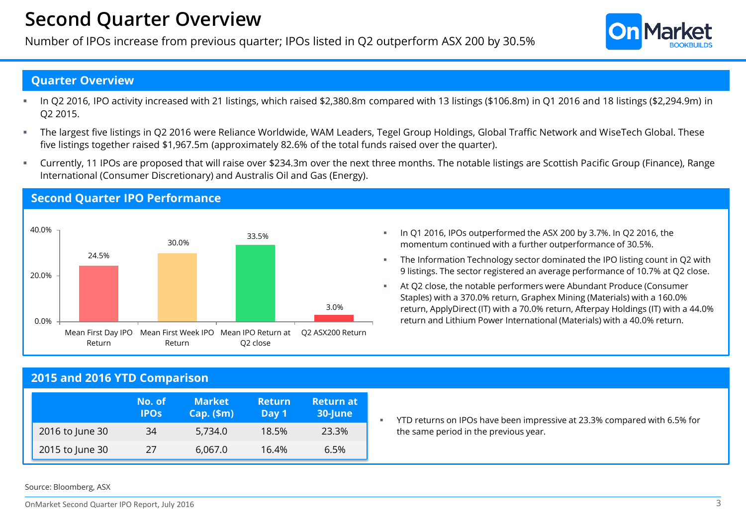# Second Quarter Overview

Number of IPOs increase from previous quarter; IPOs listed in Q2 outperform ASX 200 by 30.5%

## Quarter Overview

- In Q2 2016, IPO activity increased with 21 listings, which raised $2,380.8m compared with 13 listings ($106.8m) in Q1 2016 and 18 listings ($2,294.9m) in Q2 2015.
- The largest five listings in Q2 2016 were Reliance Worldwide, WAM Leaders, Tegel Group Holdings, Global Traffic Network and WiseTech Global. These five listings together raised $1,967.5m (approximately 82.6% of the total funds raised over the quarter).
- Currently, 11 IPOs are proposed that will raise over $234.3m over the next three months. The notable listings are Scottish Pacific Group (Finance), Range International (Consumer Discretionary) and Australis Oil and Gas (Energy).

## Second Quarter IPO Performance

| Measure | Return |
|---|---|
| Mean First Day IPO Return | 24.5% |
| Mean First Week IPO Return | 30.0% |
| Mean IPO Return at Q2 close | 33.5% |
| Q2 ASX200 Return | 3.0% |

- In Q1 2016, IPOs outperformed the ASX 200 by 3.7%. In Q2 2016, the momentum continued with a further outperformance of 30.5%.
- The Information Technology sector dominated the IPO listing count in Q2 with 9 listings. The sector registered an average performance of 10.7% at Q2 close.
- At Q2 close, the notable performers were Abundant Produce (Consumer Staples) with a 370.0% return, Graphex Mining (Materials) with a 160.0% return, ApplyDirect (IT) with a 70.0% return, Afterpay Holdings (IT) with a 44.0% return and Lithium Power International (Materials) with a 40.0% return.

## 2015 and 2016 YTD Comparison

| | No. of IPOs | Market Cap. ($m) | Return Day 1 | Return at 30-June |
|---|---|---|---|---|
| 2016 to June 30 | 34 | 5,734.0 | 18.5% | 23.3% |
| 2015 to June 30 | 27 | 6,067.0 | 16.4% | 6.5% |

- YTD returns on IPOs have been impressive at 23.3% compared with 6.5% for the same period in the previous year.

Source: Bloomberg, ASX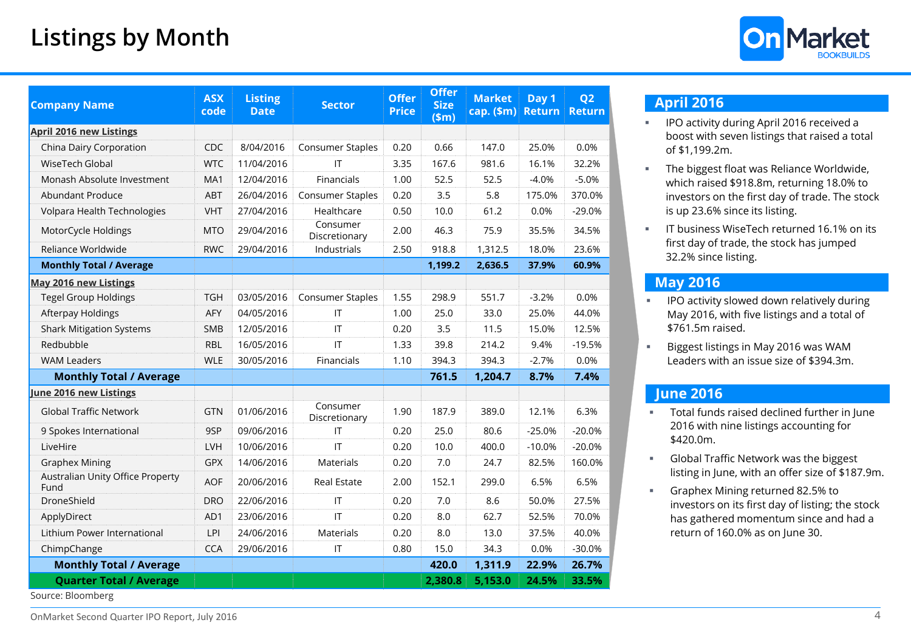# Listings by Month

| Company Name | ASX code | Listing Date | Sector | Offer Price | Offer Size ($m) | Market cap. ($m) | Day 1 Return | Q2 Return |
|---|---|---|---|---|---|---|---|---|
| **April 2016 new Listings** | | | | | | | | |
| China Dairy Corporation | CDC | 8/04/2016 | Consumer Staples | 0.20 | 0.66 | 147.0 | 25.0% | 0.0% |
| WiseTech Global | WTC | 11/04/2016 | IT | 3.35 | 167.6 | 981.6 | 16.1% | 32.2% |
| Monash Absolute Investment | MA1 | 12/04/2016 | Financials | 1.00 | 52.5 | 52.5 | -4.0% | -5.0% |
| Abundant Produce | ABT | 26/04/2016 | Consumer Staples | 0.20 | 3.5 | 5.8 | 175.0% | 370.0% |
| Volpara Health Technologies | VHT | 27/04/2016 | Healthcare | 0.50 | 10.0 | 61.2 | 0.0% | -29.0% |
| MotorCycle Holdings | MTO | 29/04/2016 | Consumer Discretionary | 2.00 | 46.3 | 75.9 | 35.5% | 34.5% |
| Reliance Worldwide | RWC | 29/04/2016 | Industrials | 2.50 | 918.8 | 1,312.5 | 18.0% | 23.6% |
| **Monthly Total / Average** | | | | | **1,199.2** | **2,636.5** | **37.9%** | **60.9%** |
| **May 2016 new Listings** | | | | | | | | |
| Tegel Group Holdings | TGH | 03/05/2016 | Consumer Staples | 1.55 | 298.9 | 551.7 | -3.2% | 0.0% |
| Afterpay Holdings | AFY | 04/05/2016 | IT | 1.00 | 25.0 | 33.0 | 25.0% | 44.0% |
| Shark Mitigation Systems | SMB | 12/05/2016 | IT | 0.20 | 3.5 | 11.5 | 15.0% | 12.5% |
| Redbubble | RBL | 16/05/2016 | IT | 1.33 | 39.8 | 214.2 | 9.4% | -19.5% |
| WAM Leaders | WLE | 30/05/2016 | Financials | 1.10 | 394.3 | 394.3 | -2.7% | 0.0% |
| **Monthly Total / Average** | | | | | **761.5** | **1,204.7** | **8.7%** | **7.4%** |
| **June 2016 new Listings** | | | | | | | | |
| Global Traffic Network | GTN | 01/06/2016 | Consumer Discretionary | 1.90 | 187.9 | 389.0 | 12.1% | 6.3% |
| 9 Spokes International | 9SP | 09/06/2016 | IT | 0.20 | 25.0 | 80.6 | -25.0% | -20.0% |
| LiveHire | LVH | 10/06/2016 | IT | 0.20 | 10.0 | 400.0 | -10.0% | -20.0% |
| Graphex Mining | GPX | 14/06/2016 | Materials | 0.20 | 7.0 | 24.7 | 82.5% | 160.0% |
| Australian Unity Office Property Fund | AOF | 20/06/2016 | Real Estate | 2.00 | 152.1 | 299.0 | 6.5% | 6.5% |
| DroneShield | DRO | 22/06/2016 | IT | 0.20 | 7.0 | 8.6 | 50.0% | 27.5% |
| ApplyDirect | AD1 | 23/06/2016 | IT | 0.20 | 8.0 | 62.7 | 52.5% | 70.0% |
| Lithium Power International | LPI | 24/06/2016 | Materials | 0.20 | 8.0 | 13.0 | 37.5% | 40.0% |
| ChimpChange | CCA | 29/06/2016 | IT | 0.80 | 15.0 | 34.3 | 0.0% | -30.0% |
| **Monthly Total / Average** | | | | | **420.0** | **1,311.9** | **22.9%** | **26.7%** |
| **Quarter Total / Average** | | | | | **2,380.8** | **5,153.0** | **24.5%** | **33.5%** |

Source: Bloomberg

## April 2016

- IPO activity during April 2016 received a boost with seven listings that raised a total of $1,199.2m.
- The biggest float was Reliance Worldwide, which raised $918.8m, returning 18.0% to investors on the first day of trade. The stock is up 23.6% since its listing.
- IT business WiseTech returned 16.1% on its first day of trade, the stock has jumped 32.2% since listing.

## May 2016

- IPO activity slowed down relatively during May 2016, with five listings and a total of $761.5m raised.
- Biggest listings in May 2016 was WAM Leaders with an issue size of $394.3m.

## June 2016

- Total funds raised declined further in June 2016 with nine listings accounting for $420.0m.
- Global Traffic Network was the biggest listing in June, with an offer size of $187.9m.
- Graphex Mining returned 82.5% to investors on its first day of listing; the stock has gathered momentum since and had a return of 160.0% as on June 30.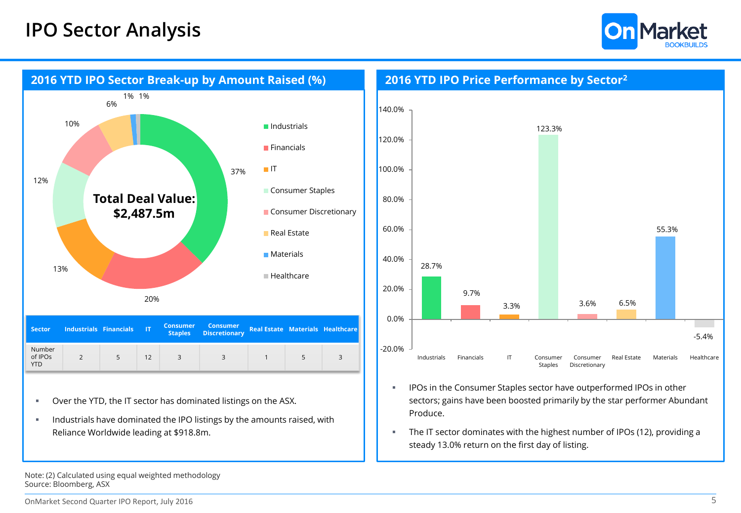# IPO Sector Analysis

## 2016 YTD IPO Sector Break-up by Amount Raised (%)

Total Deal Value: $2,487.5m

| Sector | Share |
|---|---|
| Industrials | 37% |
| Financials | 20% |
| IT | 13% |
| Consumer Staples | 12% |
| Consumer Discretionary | 10% |
| Real Estate | 6% |
| Materials | 1% |
| Healthcare | 1% |

| Sector | Industrials | Financials | IT | Consumer Staples | Consumer Discretionary | Real Estate | Materials | Healthcare |
|---|---|---|---|---|---|---|---|---|
| Number of IPOs YTD | 2 | 5 | 12 | 3 | 3 | 1 | 5 | 3 |

- Over the YTD, the IT sector has dominated listings on the ASX.
- Industrials have dominated the IPO listings by the amounts raised, with Reliance Worldwide leading at $918.8m.

## 2016 YTD IPO Price Performance by Sector[2]

| Sector | Price Performance |
|---|---|
| Industrials | 28.7% |
| Financials | 9.7% |
| IT | 3.3% |
| Consumer Staples | 123.3% |
| Consumer Discretionary | 3.6% |
| Real Estate | 6.5% |
| Materials | 55.3% |
| Healthcare | -5.4% |

- IPOs in the Consumer Staples sector have outperformed IPOs in other sectors; gains have been boosted primarily by the star performer Abundant Produce.
- The IT sector dominates with the highest number of IPOs (12), providing a steady 13.0% return on the first day of listing.

Note: (2) Calculated using equal weighted methodology
Source: Bloomberg, ASX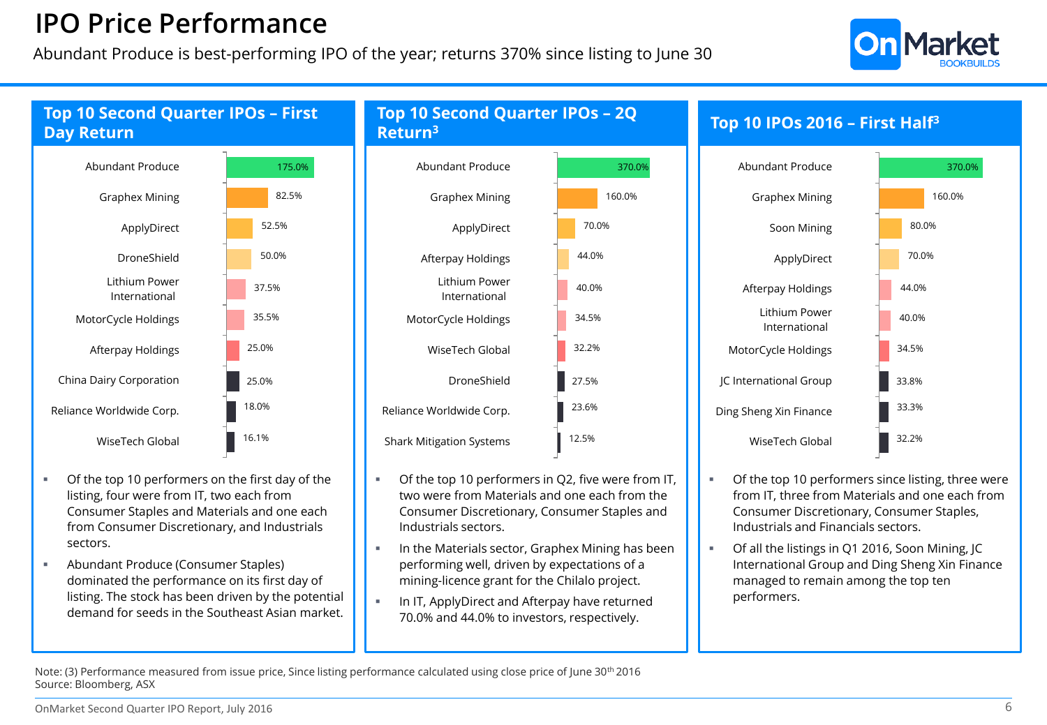# IPO Price Performance

Abundant Produce is best-performing IPO of the year; returns 370% since listing to June 30

## Top 10 Second Quarter IPOs – First Day Return

| Company | First Day Return |
|---|---|
| Abundant Produce | 175.0% |
| Graphex Mining | 82.5% |
| ApplyDirect | 52.5% |
| DroneShield | 50.0% |
| Lithium Power International | 37.5% |
| MotorCycle Holdings | 35.5% |
| Afterpay Holdings | 25.0% |
| China Dairy Corporation | 25.0% |
| Reliance Worldwide Corp. | 18.0% |
| WiseTech Global | 16.1% |

- Of the top 10 performers on the first day of the listing, four were from IT, two each from Consumer Staples and Materials and one each from Consumer Discretionary, and Industrials sectors.
- Abundant Produce (Consumer Staples) dominated the performance on its first day of listing. The stock has been driven by the potential demand for seeds in the Southeast Asian market.

## Top 10 Second Quarter IPOs – 2Q Return[3]

| Company | 2Q Return |
|---|---|
| Abundant Produce | 370.0% |
| Graphex Mining | 160.0% |
| ApplyDirect | 70.0% |
| Afterpay Holdings | 44.0% |
| Lithium Power International | 40.0% |
| MotorCycle Holdings | 34.5% |
| WiseTech Global | 32.2% |
| DroneShield | 27.5% |
| Reliance Worldwide Corp. | 23.6% |
| Shark Mitigation Systems | 12.5% |

- Of the top 10 performers in Q2, five were from IT, two were from Materials and one each from the Consumer Discretionary, Consumer Staples and Industrials sectors.
- In the Materials sector, Graphex Mining has been performing well, driven by expectations of a mining-licence grant for the Chilalo project.
- In IT, ApplyDirect and Afterpay have returned 70.0% and 44.0% to investors, respectively.

## Top 10 IPOs 2016 – First Half[3]

| Company | Return |
|---|---|
| Abundant Produce | 370.0% |
| Graphex Mining | 160.0% |
| Soon Mining | 80.0% |
| ApplyDirect | 70.0% |
| Afterpay Holdings | 44.0% |
| Lithium Power International | 40.0% |
| MotorCycle Holdings | 34.5% |
| JC International Group | 33.8% |
| Ding Sheng Xin Finance | 33.3% |
| WiseTech Global | 32.2% |

- Of the top 10 performers since listing, three were from IT, three from Materials and one each from Consumer Discretionary, Consumer Staples, Industrials and Financials sectors.
- Of all the listings in Q1 2016, Soon Mining, JC International Group and Ding Sheng Xin Finance managed to remain among the top ten performers.

Note: (3) Performance measured from issue price, Since listing performance calculated using close price of June 30th 2016
Source: Bloomberg, ASX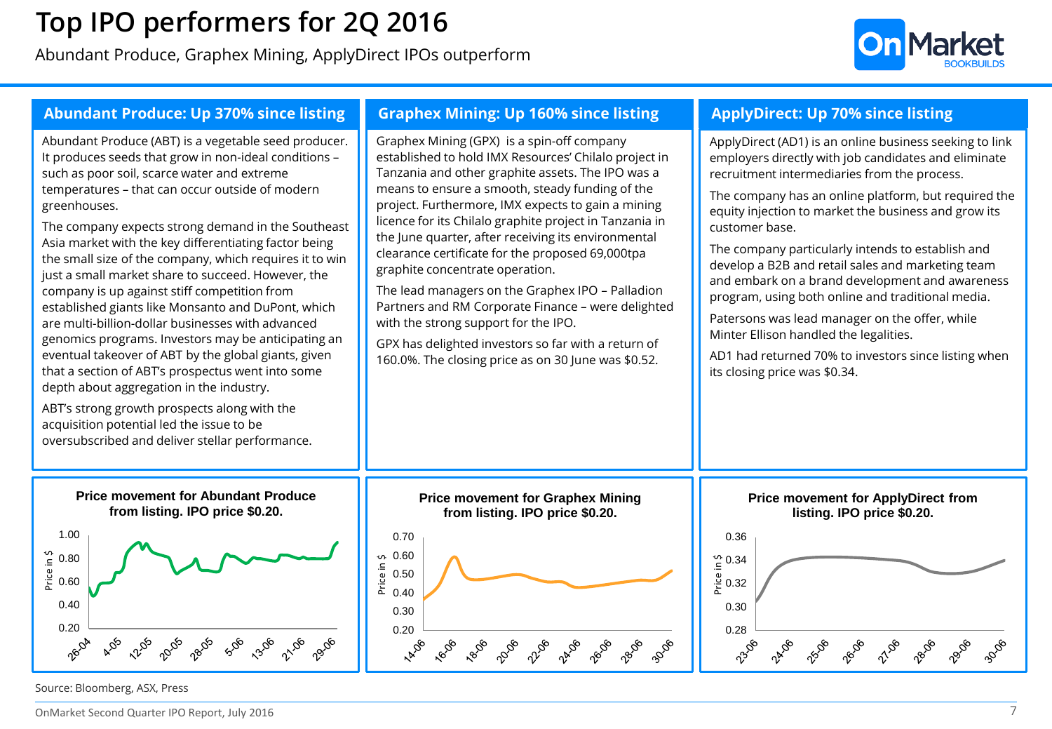# Top IPO performers for 2Q 2016

Abundant Produce, Graphex Mining, ApplyDirect IPOs outperform

## Abundant Produce: Up 370% since listing

Abundant Produce (ABT) is a vegetable seed producer. It produces seeds that grow in non-ideal conditions – such as poor soil, scarce water and extreme temperatures – that can occur outside of modern greenhouses.

The company expects strong demand in the Southeast Asia market with the key differentiating factor being the small size of the company, which requires it to win just a small market share to succeed. However, the company is up against stiff competition from established giants like Monsanto and DuPont, which are multi-billion-dollar businesses with advanced genomics programs. Investors may be anticipating an eventual takeover of ABT by the global giants, given that a section of ABT's prospectus went into some depth about aggregation in the industry.

ABT's strong growth prospects along with the acquisition potential led the issue to be oversubscribed and deliver stellar performance.

**Price movement for Abundant Produce from listing. IPO price $0.20.**

## Graphex Mining: Up 160% since listing

Graphex Mining (GPX) is a spin-off company established to hold IMX Resources' Chilalo project in Tanzania and other graphite assets. The IPO was a means to ensure a smooth, steady funding of the project. Furthermore, IMX expects to gain a mining licence for its Chilalo graphite project in Tanzania in the June quarter, after receiving its environmental clearance certificate for the proposed 69,000tpa graphite concentrate operation.

The lead managers on the Graphex IPO – Palladion Partners and RM Corporate Finance – were delighted with the strong support for the IPO.

GPX has delighted investors so far with a return of 160.0%. The closing price as on 30 June was $0.52.

**Price movement for Graphex Mining from listing. IPO price $0.20.**

## ApplyDirect: Up 70% since listing

ApplyDirect (AD1) is an online business seeking to link employers directly with job candidates and eliminate recruitment intermediaries from the process.

The company has an online platform, but required the equity injection to market the business and grow its customer base.

The company particularly intends to establish and develop a B2B and retail sales and marketing team and embark on a brand development and awareness program, using both online and traditional media.

Patersons was lead manager on the offer, while Minter Ellison handled the legalities.

AD1 had returned 70% to investors since listing when its closing price was $0.34.

**Price movement for ApplyDirect from listing. IPO price $0.20.**

Source: Bloomberg, ASX, Press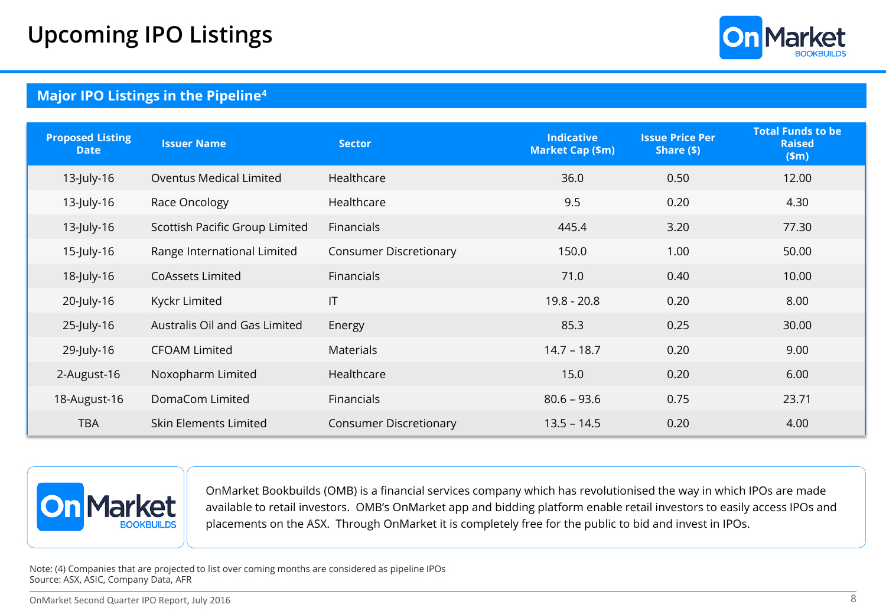# Upcoming IPO Listings

## Major IPO Listings in the Pipeline[4]

| Proposed Listing Date | Issuer Name | Sector | Indicative Market Cap ($m) | Issue Price Per Share ($) | Total Funds to be Raised ($m) |
|---|---|---|---|---|---|
| 13-July-16 | Oventus Medical Limited | Healthcare | 36.0 | 0.50 | 12.00 |
| 13-July-16 | Race Oncology | Healthcare | 9.5 | 0.20 | 4.30 |
| 13-July-16 | Scottish Pacific Group Limited | Financials | 445.4 | 3.20 | 77.30 |
| 15-July-16 | Range International Limited | Consumer Discretionary | 150.0 | 1.00 | 50.00 |
| 18-July-16 | CoAssets Limited | Financials | 71.0 | 0.40 | 10.00 |
| 20-July-16 | Kyckr Limited | IT | 19.8 - 20.8 | 0.20 | 8.00 |
| 25-July-16 | Australis Oil and Gas Limited | Energy | 85.3 | 0.25 | 30.00 |
| 29-July-16 | CFOAM Limited | Materials | 14.7 – 18.7 | 0.20 | 9.00 |
| 2-August-16 | Noxopharm Limited | Healthcare | 15.0 | 0.20 | 6.00 |
| 18-August-16 | DomaCom Limited | Financials | 80.6 – 93.6 | 0.75 | 23.71 |
| TBA | Skin Elements Limited | Consumer Discretionary | 13.5 – 14.5 | 0.20 | 4.00 |

OnMarket Bookbuilds (OMB) is a financial services company which has revolutionised the way in which IPOs are made available to retail investors. OMB's OnMarket app and bidding platform enable retail investors to easily access IPOs and placements on the ASX. Through OnMarket it is completely free for the public to bid and invest in IPOs.

Note: (4) Companies that are projected to list over coming months are considered as pipeline IPOs
Source: ASX, ASIC, Company Data, AFR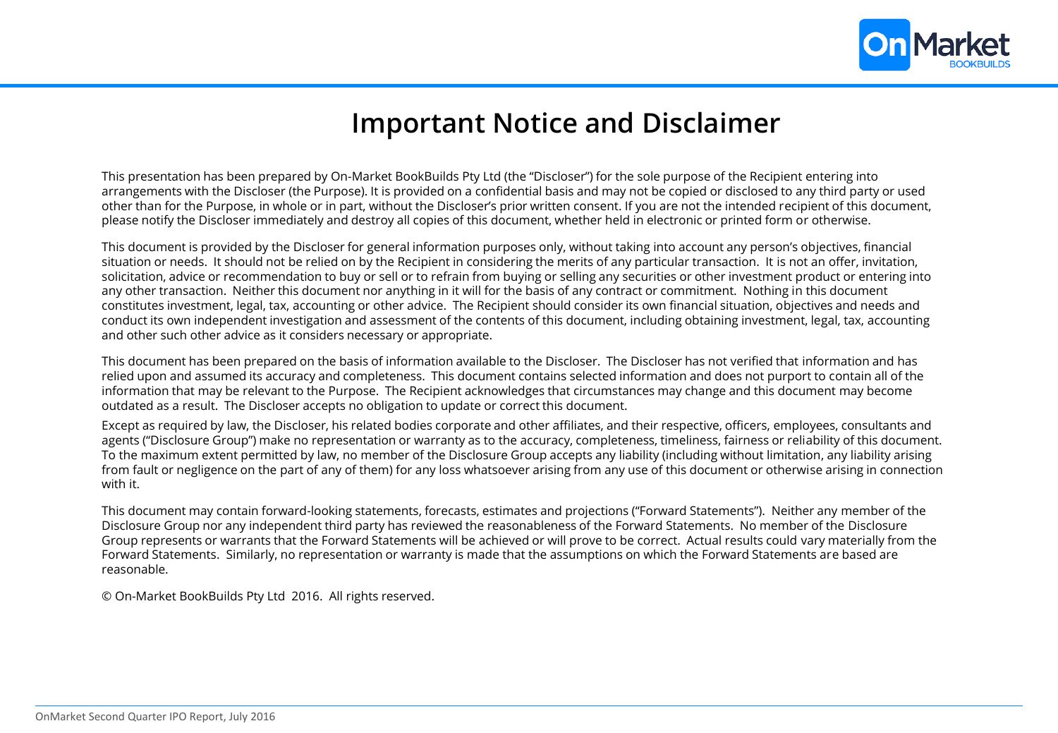# Important Notice and Disclaimer

This presentation has been prepared by On-Market BookBuilds Pty Ltd (the "Discloser") for the sole purpose of the Recipient entering into arrangements with the Discloser (the Purpose). It is provided on a confidential basis and may not be copied or disclosed to any third party or used other than for the Purpose, in whole or in part, without the Discloser's prior written consent. If you are not the intended recipient of this document, please notify the Discloser immediately and destroy all copies of this document, whether held in electronic or printed form or otherwise.

This document is provided by the Discloser for general information purposes only, without taking into account any person's objectives, financial situation or needs. It should not be relied on by the Recipient in considering the merits of any particular transaction. It is not an offer, invitation, solicitation, advice or recommendation to buy or sell or to refrain from buying or selling any securities or other investment product or entering into any other transaction. Neither this document nor anything in it will for the basis of any contract or commitment. Nothing in this document constitutes investment, legal, tax, accounting or other advice. The Recipient should consider its own financial situation, objectives and needs and conduct its own independent investigation and assessment of the contents of this document, including obtaining investment, legal, tax, accounting and other such other advice as it considers necessary or appropriate.

This document has been prepared on the basis of information available to the Discloser. The Discloser has not verified that information and has relied upon and assumed its accuracy and completeness. This document contains selected information and does not purport to contain all of the information that may be relevant to the Purpose. The Recipient acknowledges that circumstances may change and this document may become outdated as a result. The Discloser accepts no obligation to update or correct this document.

Except as required by law, the Discloser, his related bodies corporate and other affiliates, and their respective, officers, employees, consultants and agents ("Disclosure Group") make no representation or warranty as to the accuracy, completeness, timeliness, fairness or reliability of this document. To the maximum extent permitted by law, no member of the Disclosure Group accepts any liability (including without limitation, any liability arising from fault or negligence on the part of any of them) for any loss whatsoever arising from any use of this document or otherwise arising in connection with it.

This document may contain forward-looking statements, forecasts, estimates and projections ("Forward Statements"). Neither any member of the Disclosure Group nor any independent third party has reviewed the reasonableness of the Forward Statements. No member of the Disclosure Group represents or warrants that the Forward Statements will be achieved or will prove to be correct. Actual results could vary materially from the Forward Statements. Similarly, no representation or warranty is made that the assumptions on which the Forward Statements are based are reasonable.

© On-Market BookBuilds Pty Ltd 2016. All rights reserved.